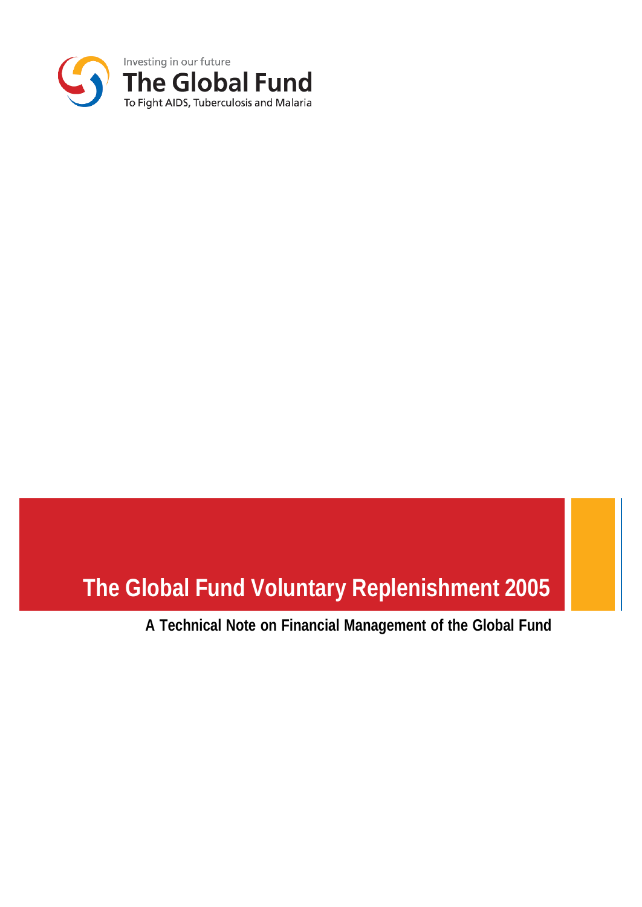Investing in our future

**The Global Fund**

To Fight AIDS, Tuberculosis and Malaria

# The Global Fund Voluntary Replenishment 2005

**A Technical Note on Financial Management of the Global Fund**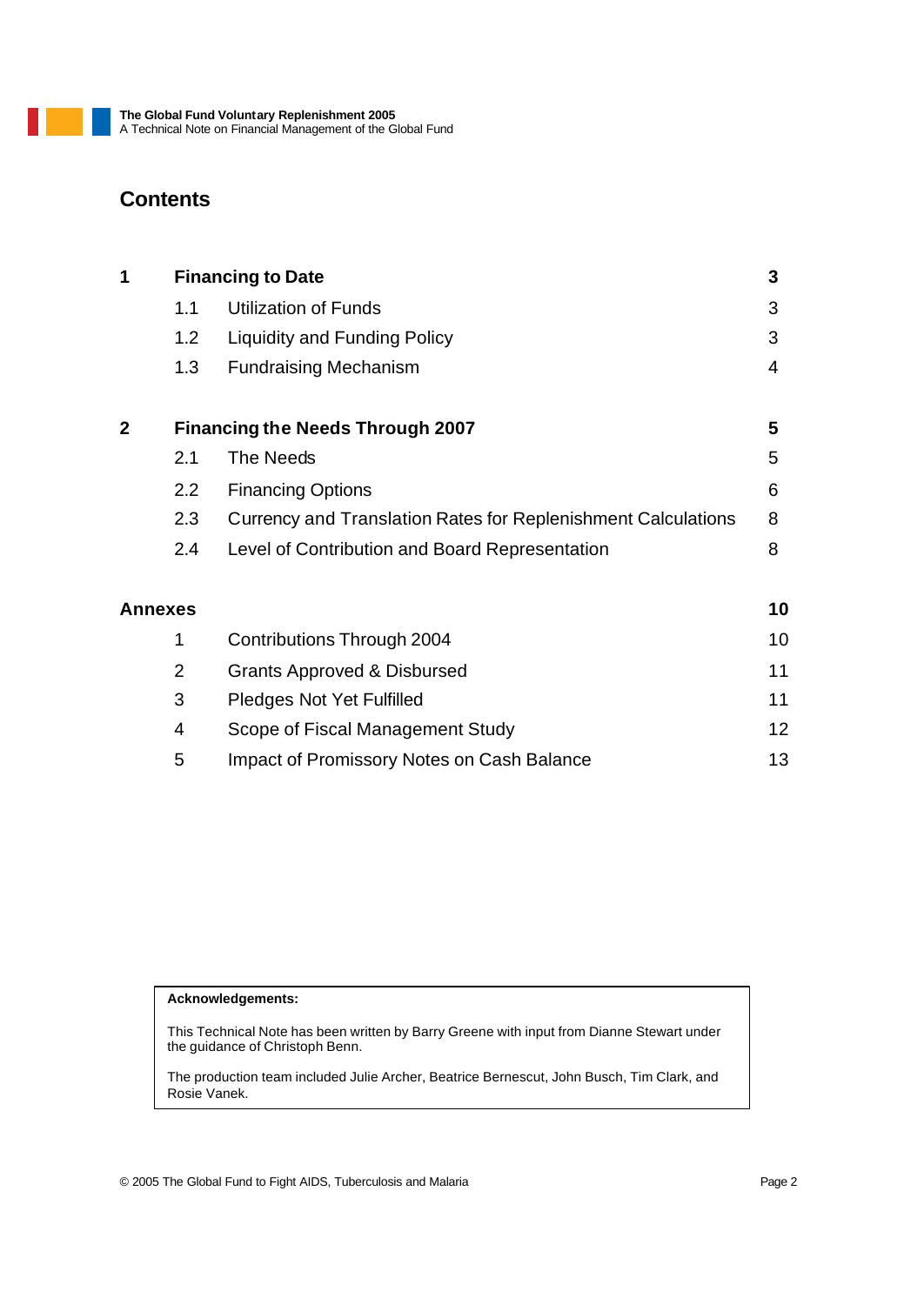## Contents

| | | | |
|---|---|---|---|
| **1** | **Financing to Date** | | **3** |
| | 1.1 | Utilization of Funds | 3 |
| | 1.2 | Liquidity and Funding Policy | 3 |
| | 1.3 | Fundraising Mechanism | 4 |
| **2** | **Financing the Needs Through 2007** | | **5** |
| | 2.1 | The Needs | 5 |
| | 2.2 | Financing Options | 6 |
| | 2.3 | Currency and Translation Rates for Replenishment Calculations | 8 |
| | 2.4 | Level of Contribution and Board Representation | 8 |
| **Annexes** | | | **10** |
| | 1 | Contributions Through 2004 | 10 |
| | 2 | Grants Approved & Disbursed | 11 |
| | 3 | Pledges Not Yet Fulfilled | 11 |
| | 4 | Scope of Fiscal Management Study | 12 |
| | 5 | Impact of Promissory Notes on Cash Balance | 13 |

**Acknowledgements:**

This Technical Note has been written by Barry Greene with input from Dianne Stewart under the guidance of Christoph Benn.

The production team included Julie Archer, Beatrice Bernescut, John Busch, Tim Clark, and Rosie Vanek.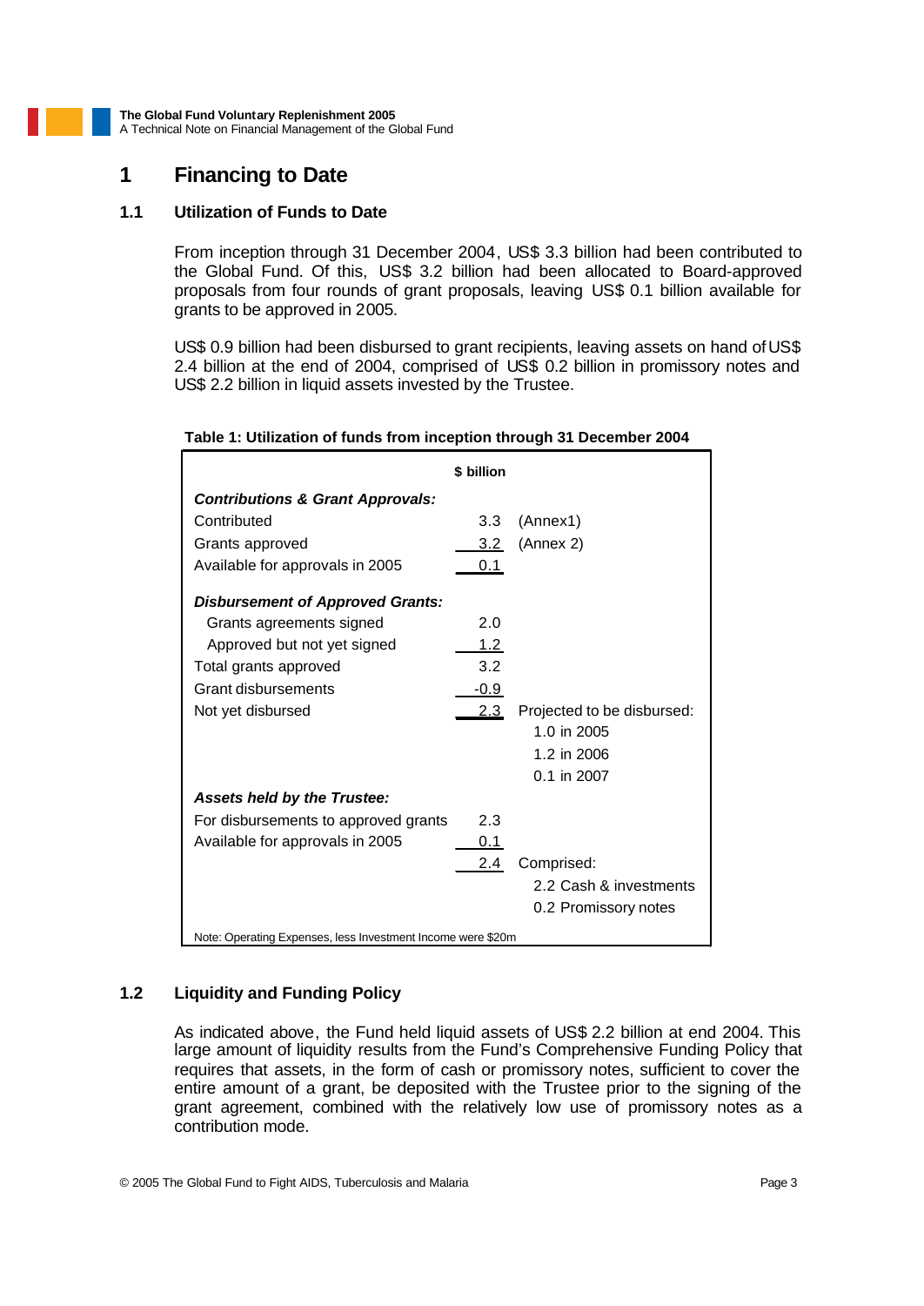# 1 Financing to Date

## 1.1 Utilization of Funds to Date

From inception through 31 December 2004, US$ 3.3 billion had been contributed to the Global Fund. Of this, US$ 3.2 billion had been allocated to Board-approved proposals from four rounds of grant proposals, leaving US$ 0.1 billion available for grants to be approved in 2005.

US$ 0.9 billion had been disbursed to grant recipients, leaving assets on hand of US$ 2.4 billion at the end of 2004, comprised of US$ 0.2 billion in promissory notes and US$ 2.2 billion in liquid assets invested by the Trustee.

**Table 1: Utilization of funds from inception through 31 December 2004**

| | $ billion | |
|---|---|---|
| ***Contributions & Grant Approvals:*** | | |
| Contributed | 3.3 | (Annex1) |
| Grants approved | 3.2 | (Annex 2) |
| Available for approvals in 2005 | 0.1 | |
| ***Disbursement of Approved Grants:*** | | |
| Grants agreements signed | 2.0 | |
| Approved but not yet signed | 1.2 | |
| Total grants approved | 3.2 | |
| Grant disbursements | -0.9 | |
| Not yet disbursed | 2.3 | Projected to be disbursed: |
| | | 1.0 in 2005 |
| | | 1.2 in 2006 |
| | | 0.1 in 2007 |
| ***Assets held by the Trustee:*** | | |
| For disbursements to approved grants | 2.3 | |
| Available for approvals in 2005 | 0.1 | |
| | 2.4 | Comprised: |
| | | 2.2 Cash & investments |
| | | 0.2 Promissory notes |

Note: Operating Expenses, less Investment Income were $20m

## 1.2 Liquidity and Funding Policy

As indicated above, the Fund held liquid assets of US$ 2.2 billion at end 2004. This large amount of liquidity results from the Fund's Comprehensive Funding Policy that requires that assets, in the form of cash or promissory notes, sufficient to cover the entire amount of a grant, be deposited with the Trustee prior to the signing of the grant agreement, combined with the relatively low use of promissory notes as a contribution mode.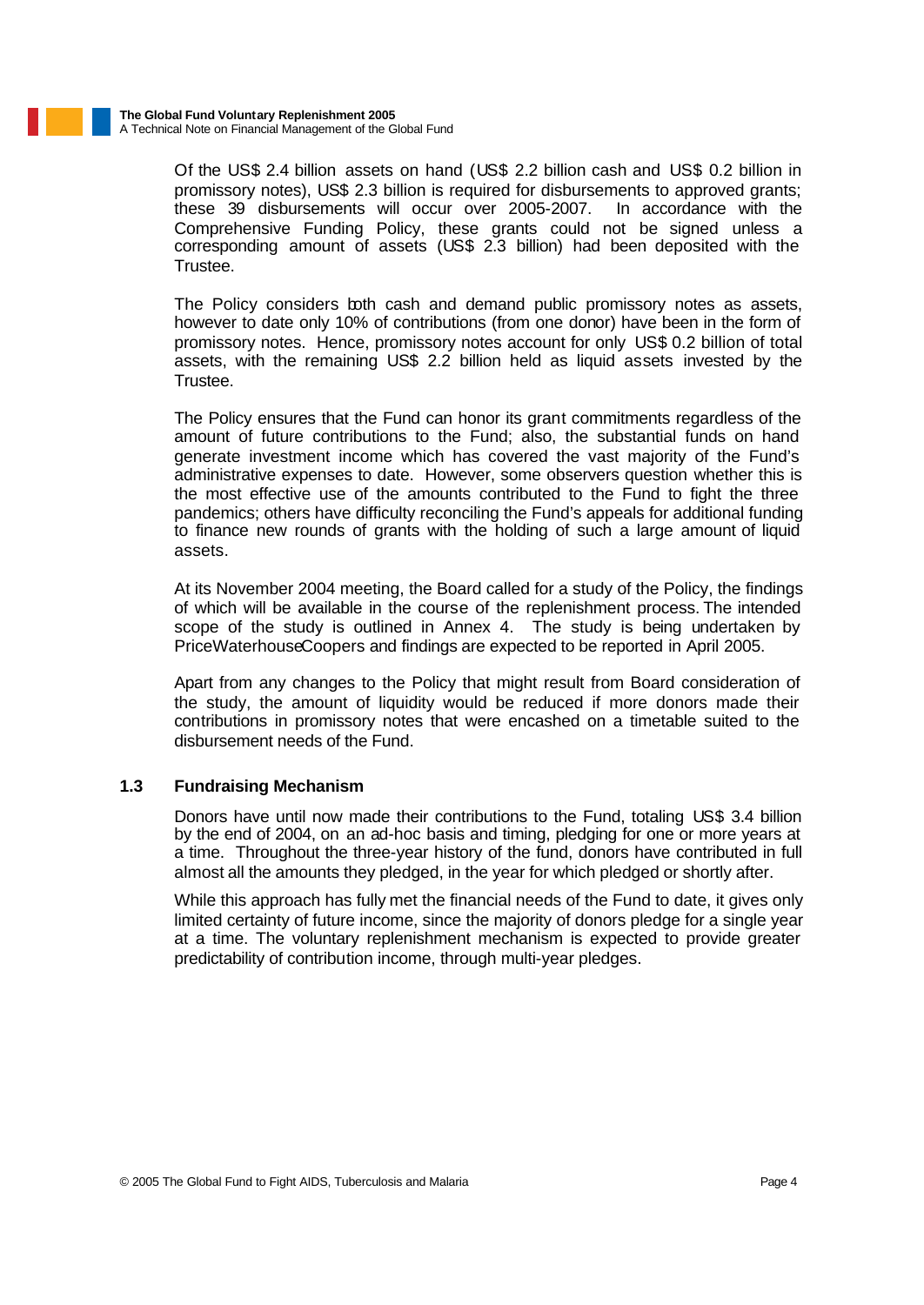Of the US$ 2.4 billion assets on hand (US$ 2.2 billion cash and US$ 0.2 billion in promissory notes), US$ 2.3 billion is required for disbursements to approved grants; these 39 disbursements will occur over 2005-2007. In accordance with the Comprehensive Funding Policy, these grants could not be signed unless a corresponding amount of assets (US$ 2.3 billion) had been deposited with the Trustee.

The Policy considers both cash and demand public promissory notes as assets, however to date only 10% of contributions (from one donor) have been in the form of promissory notes. Hence, promissory notes account for only US$ 0.2 billion of total assets, with the remaining US$ 2.2 billion held as liquid assets invested by the Trustee.

The Policy ensures that the Fund can honor its grant commitments regardless of the amount of future contributions to the Fund; also, the substantial funds on hand generate investment income which has covered the vast majority of the Fund's administrative expenses to date. However, some observers question whether this is the most effective use of the amounts contributed to the Fund to fight the three pandemics; others have difficulty reconciling the Fund's appeals for additional funding to finance new rounds of grants with the holding of such a large amount of liquid assets.

At its November 2004 meeting, the Board called for a study of the Policy, the findings of which will be available in the course of the replenishment process. The intended scope of the study is outlined in Annex 4. The study is being undertaken by PriceWaterhouseCoopers and findings are expected to be reported in April 2005.

Apart from any changes to the Policy that might result from Board consideration of the study, the amount of liquidity would be reduced if more donors made their contributions in promissory notes that were encashed on a timetable suited to the disbursement needs of the Fund.

### 1.3 Fundraising Mechanism

Donors have until now made their contributions to the Fund, totaling US$ 3.4 billion by the end of 2004, on an ad-hoc basis and timing, pledging for one or more years at a time. Throughout the three-year history of the fund, donors have contributed in full almost all the amounts they pledged, in the year for which pledged or shortly after.

While this approach has fully met the financial needs of the Fund to date, it gives only limited certainty of future income, since the majority of donors pledge for a single year at a time. The voluntary replenishment mechanism is expected to provide greater predictability of contribution income, through multi-year pledges.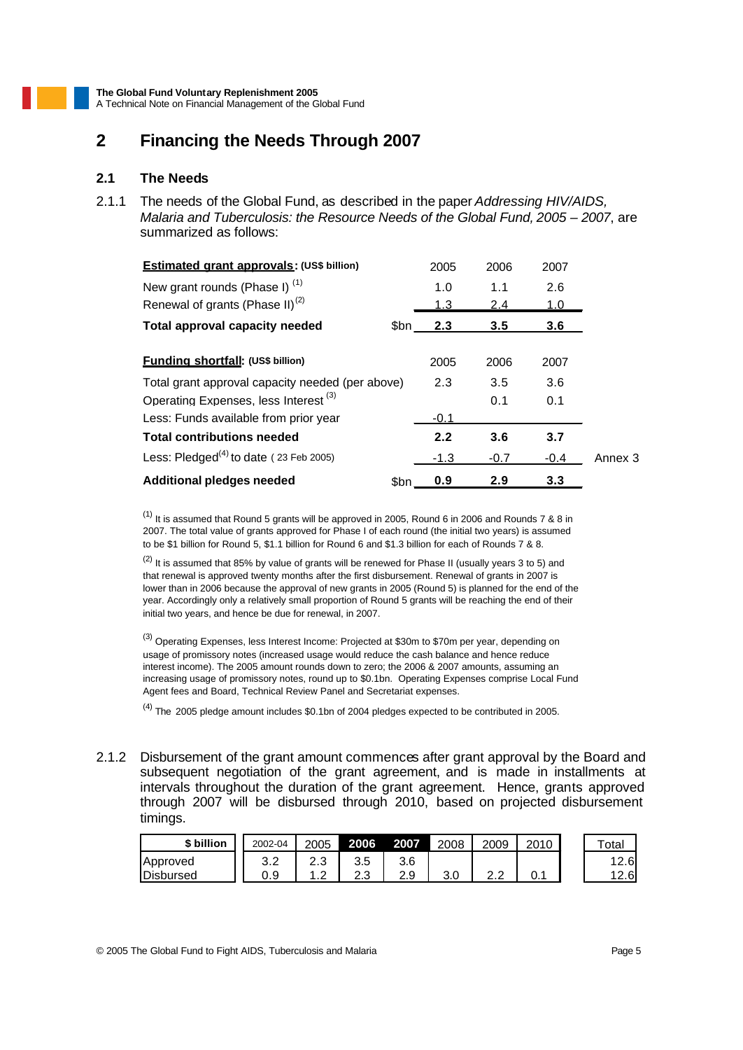## 2 Financing the Needs Through 2007

### 2.1 The Needs

2.1.1 The needs of the Global Fund, as described in the paper *Addressing HIV/AIDS, Malaria and Tuberculosis: the Resource Needs of the Global Fund, 2005 – 2007*, are summarized as follows:

| **Estimated grant approvals: (US$ billion)** | | 2005 | 2006 | 2007 | |
|---|---|---|---|---|---|
| New grant rounds (Phase I) [(1)] | | 1.0 | 1.1 | 2.6 | |
| Renewal of grants (Phase II) [(2)] | | 1.3 | 2.4 | 1.0 | |
| **Total approval capacity needed** | $bn | **2.3** | **3.5** | **3.6** | |

| **Funding shortfall: (US$ billion)** | | 2005 | 2006 | 2007 | |
|---|---|---|---|---|---|
| Total grant approval capacity needed (per above) | | 2.3 | 3.5 | 3.6 | |
| Operating Expenses, less Interest [(3)] | | | 0.1 | 0.1 | |
| Less: Funds available from prior year | | -0.1 | | | |
| **Total contributions needed** | | **2.2** | **3.6** | **3.7** | |
| Less: Pledged[(4)] to date ( 23 Feb 2005) | | -1.3 | -0.7 | -0.4 | Annex 3 |
| **Additional pledges needed** | $bn | **0.9** | **2.9** | **3.3** | |

[(1)] It is assumed that Round 5 grants will be approved in 2005, Round 6 in 2006 and Rounds 7 & 8 in 2007. The total value of grants approved for Phase I of each round (the initial two years) is assumed to be $1 billion for Round 5, $1.1 billion for Round 6 and $1.3 billion for each of Rounds 7 & 8.

[(2)] It is assumed that 85% by value of grants will be renewed for Phase II (usually years 3 to 5) and that renewal is approved twenty months after the first disbursement. Renewal of grants in 2007 is lower than in 2006 because the approval of new grants in 2005 (Round 5) is planned for the end of the year. Accordingly only a relatively small proportion of Round 5 grants will be reaching the end of their initial two years, and hence be due for renewal, in 2007.

[(3)] Operating Expenses, less Interest Income: Projected at $30m to $70m per year, depending on usage of promissory notes (increased usage would reduce the cash balance and hence reduce interest income). The 2005 amount rounds down to zero; the 2006 & 2007 amounts, assuming an increasing usage of promissory notes, round up to $0.1bn. Operating Expenses comprise Local Fund Agent fees and Board, Technical Review Panel and Secretariat expenses.

[(4)] The 2005 pledge amount includes $0.1bn of 2004 pledges expected to be contributed in 2005.

2.1.2 Disbursement of the grant amount commences after grant approval by the Board and subsequent negotiation of the grant agreement, and is made in installments at intervals throughout the duration of the grant agreement. Hence, grants approved through 2007 will be disbursed through 2010, based on projected disbursement timings.

| $ billion | 2002-04 | 2005 | 2006 | 2007 | 2008 | 2009 | 2010 | Total |
|---|---|---|---|---|---|---|---|---|
| Approved | 3.2 | 2.3 | 3.5 | 3.6 | | | | 12.6 |
| Disbursed | 0.9 | 1.2 | 2.3 | 2.9 | 3.0 | 2.2 | 0.1 | 12.6 |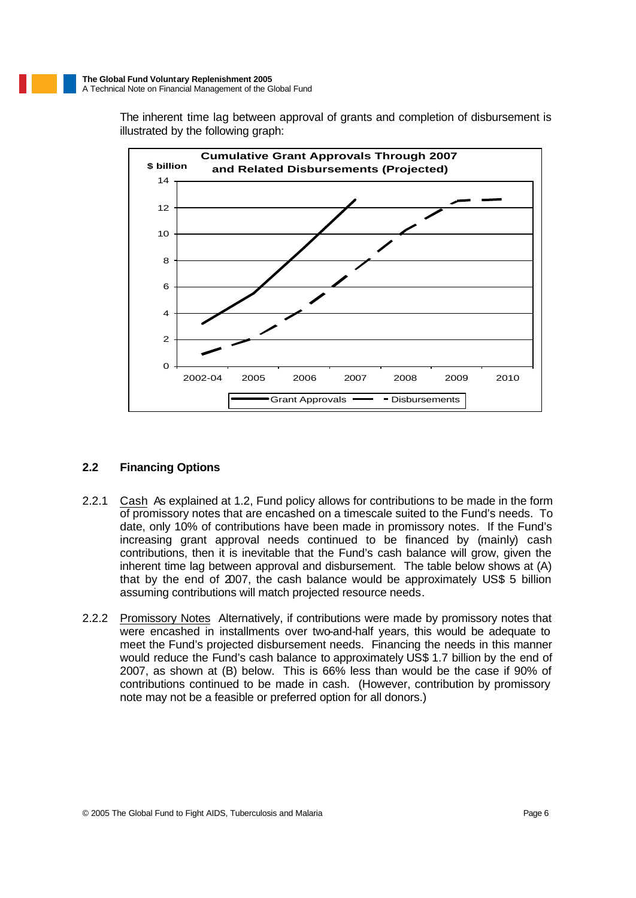The inherent time lag between approval of grants and completion of disbursement is illustrated by the following graph:

## 2.2 Financing Options

2.2.1 Cash As explained at 1.2, Fund policy allows for contributions to be made in the form of promissory notes that are encashed on a timescale suited to the Fund's needs. To date, only 10% of contributions have been made in promissory notes. If the Fund's increasing grant approval needs continued to be financed by (mainly) cash contributions, then it is inevitable that the Fund's cash balance will grow, given the inherent time lag between approval and disbursement. The table below shows at (A) that by the end of 2007, the cash balance would be approximately US$ 5 billion assuming contributions will match projected resource needs.

2.2.2 Promissory Notes Alternatively, if contributions were made by promissory notes that were encashed in installments over two-and-half years, this would be adequate to meet the Fund's projected disbursement needs. Financing the needs in this manner would reduce the Fund's cash balance to approximately US$ 1.7 billion by the end of 2007, as shown at (B) below. This is 66% less than would be the case if 90% of contributions continued to be made in cash. (However, contribution by promissory note may not be a feasible or preferred option for all donors.)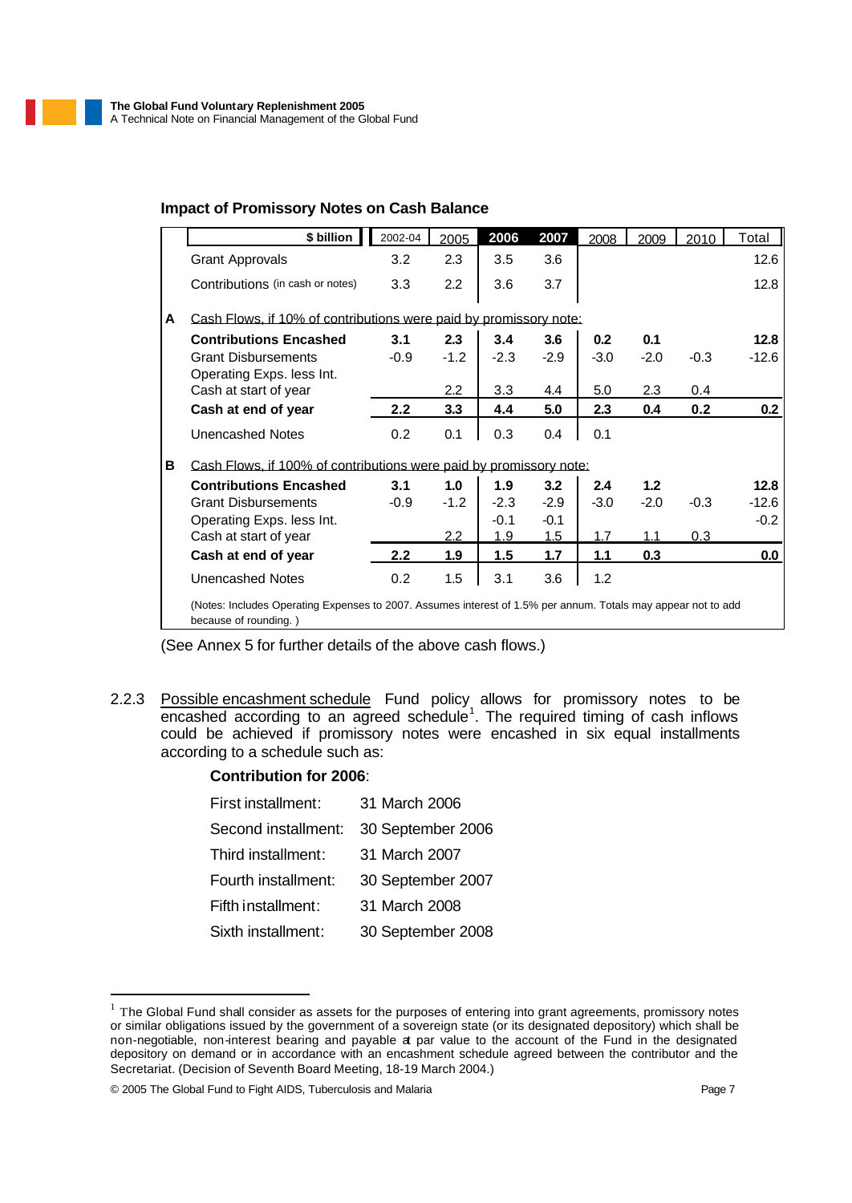**Impact of Promissory Notes on Cash Balance**

| | $ billion | 2002-04 | 2005 | 2006 | 2007 | 2008 | 2009 | 2010 | Total |
|---|---|---|---|---|---|---|---|---|---|
| | Grant Approvals | 3.2 | 2.3 | 3.5 | 3.6 | | | | 12.6 |
| | Contributions (in cash or notes) | 3.3 | 2.2 | 3.6 | 3.7 | | | | 12.8 |
| **A** | Cash Flows, if 10% of contributions were paid by promissory note: | | | | | | | | |
| | **Contributions Encashed** | **3.1** | **2.3** | **3.4** | **3.6** | **0.2** | **0.1** | | **12.8** |
| | Grant Disbursements | -0.9 | -1.2 | -2.3 | -2.9 | -3.0 | -2.0 | -0.3 | -12.6 |
| | Operating Exps. less Int. | | | | | | | | |
| | Cash at start of year | | 2.2 | 3.3 | 4.4 | 5.0 | 2.3 | 0.4 | |
| | **Cash at end of year** | **2.2** | **3.3** | **4.4** | **5.0** | **2.3** | **0.4** | **0.2** | **0.2** |
| | Unencashed Notes | 0.2 | 0.1 | 0.3 | 0.4 | 0.1 | | | |
| **B** | Cash Flows, if 100% of contributions were paid by promissory note: | | | | | | | | |
| | **Contributions Encashed** | **3.1** | **1.0** | **1.9** | **3.2** | **2.4** | **1.2** | | **12.8** |
| | Grant Disbursements | -0.9 | -1.2 | -2.3 | -2.9 | -3.0 | -2.0 | -0.3 | -12.6 |
| | Operating Exps. less Int. | | | -0.1 | -0.1 | | | | -0.2 |
| | Cash at start of year | | 2.2 | 1.9 | 1.5 | 1.7 | 1.1 | 0.3 | |
| | **Cash at end of year** | **2.2** | **1.9** | **1.5** | **1.7** | **1.1** | **0.3** | | **0.0** |
| | Unencashed Notes | 0.2 | 1.5 | 3.1 | 3.6 | 1.2 | | | |

(Notes: Includes Operating Expenses to 2007. Assumes interest of 1.5% per annum. Totals may appear not to add because of rounding. )

(See Annex 5 for further details of the above cash flows.)

2.2.3 Possible encashment schedule Fund policy allows for promissory notes to be encashed according to an agreed schedule[1]. The required timing of cash inflows could be achieved if promissory notes were encashed in six equal installments according to a schedule such as:

**Contribution for 2006**:

| | |
|---|---|
| First installment: | 31 March 2006 |
| Second installment: | 30 September 2006 |
| Third installment: | 31 March 2007 |
| Fourth installment: | 30 September 2007 |
| Fifth installment: | 31 March 2008 |
| Sixth installment: | 30 September 2008 |

[1] The Global Fund shall consider as assets for the purposes of entering into grant agreements, promissory notes or similar obligations issued by the government of a sovereign state (or its designated depository) which shall be non-negotiable, non-interest bearing and payable at par value to the account of the Fund in the designated depository on demand or in accordance with an encashment schedule agreed between the contributor and the Secretariat. (Decision of Seventh Board Meeting, 18-19 March 2004.)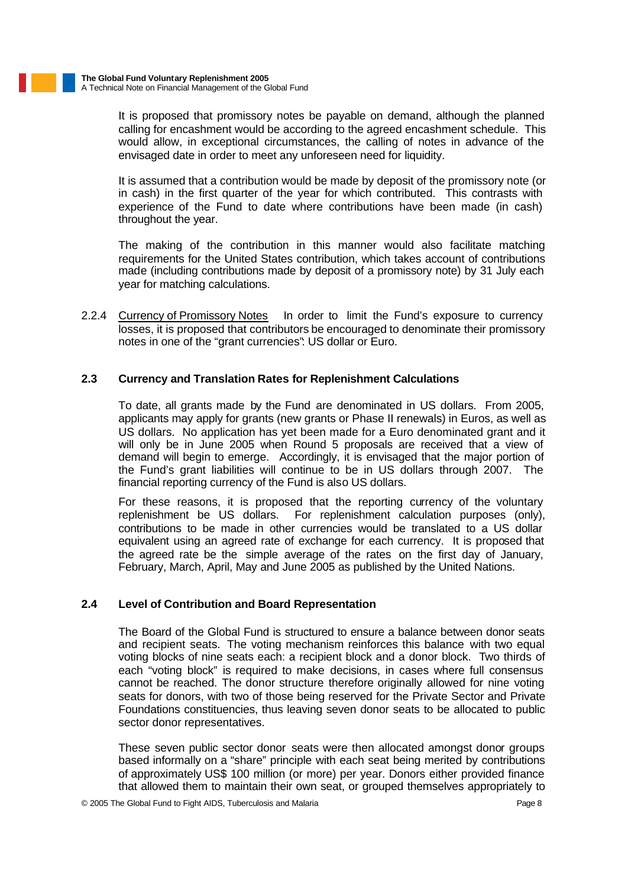It is proposed that promissory notes be payable on demand, although the planned calling for encashment would be according to the agreed encashment schedule. This would allow, in exceptional circumstances, the calling of notes in advance of the envisaged date in order to meet any unforeseen need for liquidity.

It is assumed that a contribution would be made by deposit of the promissory note (or in cash) in the first quarter of the year for which contributed. This contrasts with experience of the Fund to date where contributions have been made (in cash) throughout the year.

The making of the contribution in this manner would also facilitate matching requirements for the United States contribution, which takes account of contributions made (including contributions made by deposit of a promissory note) by 31 July each year for matching calculations.

2.2.4 Currency of Promissory Notes In order to limit the Fund's exposure to currency losses, it is proposed that contributors be encouraged to denominate their promissory notes in one of the "grant currencies": US dollar or Euro.

### 2.3 Currency and Translation Rates for Replenishment Calculations

To date, all grants made by the Fund are denominated in US dollars. From 2005, applicants may apply for grants (new grants or Phase II renewals) in Euros, as well as US dollars. No application has yet been made for a Euro denominated grant and it will only be in June 2005 when Round 5 proposals are received that a view of demand will begin to emerge. Accordingly, it is envisaged that the major portion of the Fund's grant liabilities will continue to be in US dollars through 2007. The financial reporting currency of the Fund is also US dollars.

For these reasons, it is proposed that the reporting currency of the voluntary replenishment be US dollars. For replenishment calculation purposes (only), contributions to be made in other currencies would be translated to a US dollar equivalent using an agreed rate of exchange for each currency. It is proposed that the agreed rate be the simple average of the rates on the first day of January, February, March, April, May and June 2005 as published by the United Nations.

### 2.4 Level of Contribution and Board Representation

The Board of the Global Fund is structured to ensure a balance between donor seats and recipient seats. The voting mechanism reinforces this balance with two equal voting blocks of nine seats each: a recipient block and a donor block. Two thirds of each "voting block" is required to make decisions, in cases where full consensus cannot be reached. The donor structure therefore originally allowed for nine voting seats for donors, with two of those being reserved for the Private Sector and Private Foundations constituencies, thus leaving seven donor seats to be allocated to public sector donor representatives.

These seven public sector donor seats were then allocated amongst donor groups based informally on a "share" principle with each seat being merited by contributions of approximately US$ 100 million (or more) per year. Donors either provided finance that allowed them to maintain their own seat, or grouped themselves appropriately to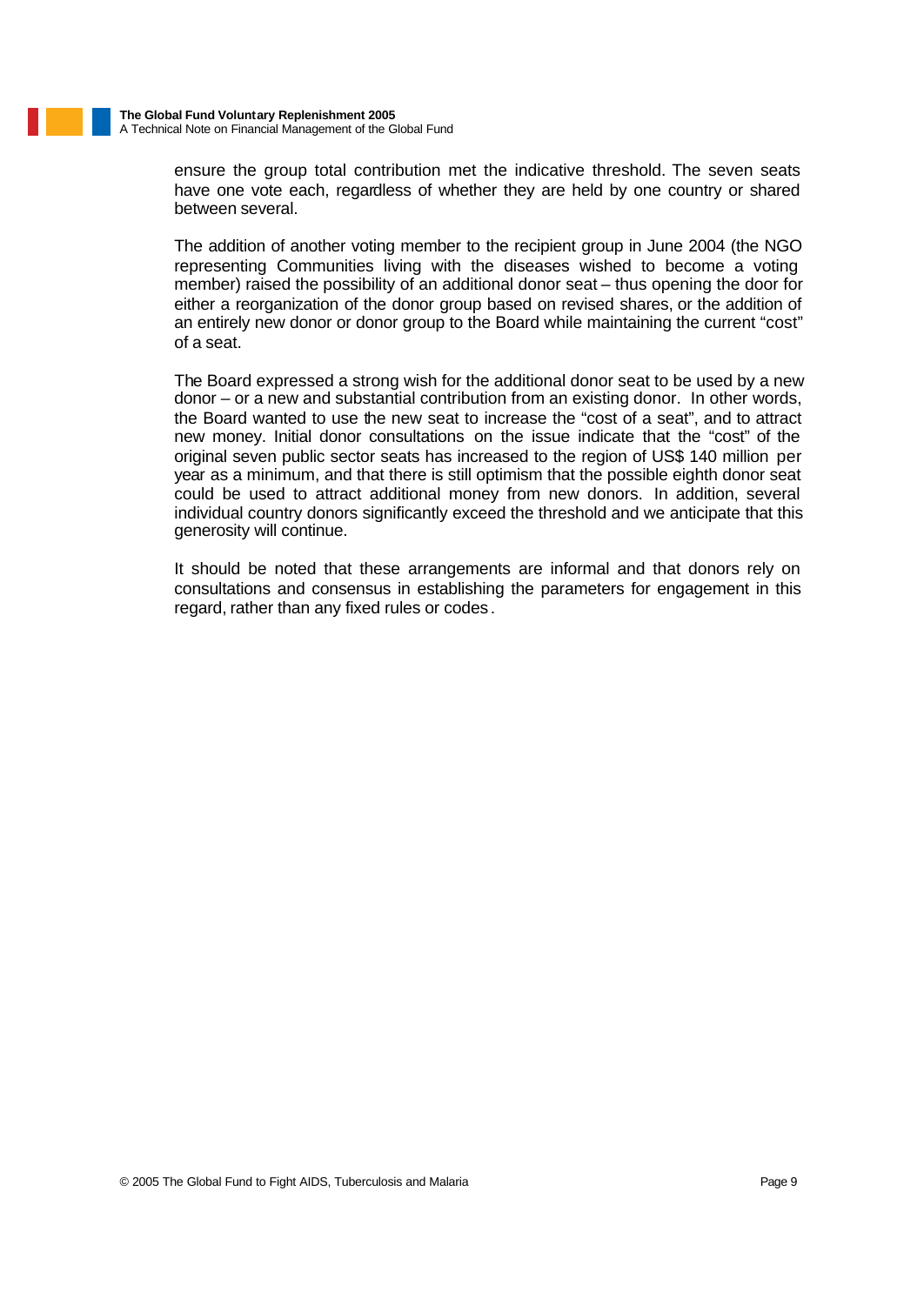ensure the group total contribution met the indicative threshold. The seven seats have one vote each, regardless of whether they are held by one country or shared between several.

The addition of another voting member to the recipient group in June 2004 (the NGO representing Communities living with the diseases wished to become a voting member) raised the possibility of an additional donor seat – thus opening the door for either a reorganization of the donor group based on revised shares, or the addition of an entirely new donor or donor group to the Board while maintaining the current "cost" of a seat.

The Board expressed a strong wish for the additional donor seat to be used by a new donor – or a new and substantial contribution from an existing donor. In other words, the Board wanted to use the new seat to increase the "cost of a seat", and to attract new money. Initial donor consultations on the issue indicate that the "cost" of the original seven public sector seats has increased to the region of US$ 140 million per year as a minimum, and that there is still optimism that the possible eighth donor seat could be used to attract additional money from new donors. In addition, several individual country donors significantly exceed the threshold and we anticipate that this generosity will continue.

It should be noted that these arrangements are informal and that donors rely on consultations and consensus in establishing the parameters for engagement in this regard, rather than any fixed rules or codes.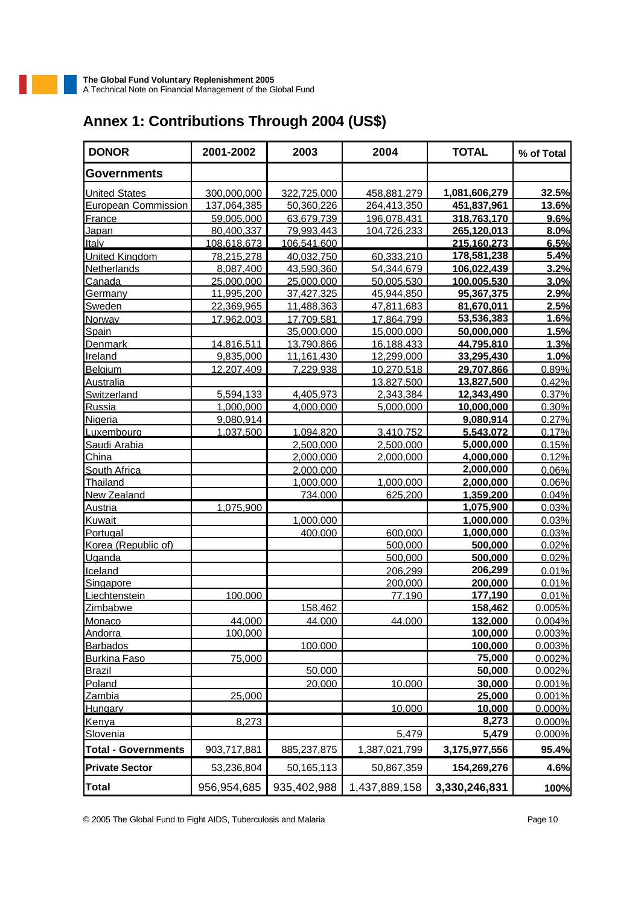## Annex 1: Contributions Through 2004 (US$)

| DONOR | 2001-2002 | 2003 | 2004 | TOTAL | % of Total |
|---|---|---|---|---|---|
| **Governments** | | | | | |
| United States | 300,000,000 | 322,725,000 | 458,881,279 | **1,081,606,279** | **32.5%** |
| European Commission | 137,064,385 | 50,360,226 | 264,413,350 | **451,837,961** | **13.6%** |
| France | 59,005,000 | 63,679,739 | 196,078,431 | **318,763,170** | **9.6%** |
| Japan | 80,400,337 | 79,993,443 | 104,726,233 | **265,120,013** | **8.0%** |
| Italy | 108,618,673 | 106,541,600 | | **215,160,273** | **6.5%** |
| United Kingdom | 78,215,278 | 40,032,750 | 60,333,210 | **178,581,238** | **5.4%** |
| Netherlands | 8,087,400 | 43,590,360 | 54,344,679 | **106,022,439** | **3.2%** |
| Canada | 25,000,000 | 25,000,000 | 50,005,530 | **100,005,530** | **3.0%** |
| Germany | 11,995,200 | 37,427,325 | 45,944,850 | **95,367,375** | **2.9%** |
| Sweden | 22,369,965 | 11,488,363 | 47,811,683 | **81,670,011** | **2.5%** |
| Norway | 17,962,003 | 17,709,581 | 17,864,799 | **53,536,383** | **1.6%** |
| Spain | | 35,000,000 | 15,000,000 | **50,000,000** | **1.5%** |
| Denmark | 14,816,511 | 13,790,866 | 16,188,433 | **44,795,810** | **1.3%** |
| Ireland | 9,835,000 | 11,161,430 | 12,299,000 | **33,295,430** | **1.0%** |
| Belgium | 12,207,409 | 7,229,938 | 10,270,518 | **29,707,866** | 0.89% |
| Australia | | | 13,827,500 | **13,827,500** | 0.42% |
| Switzerland | 5,594,133 | 4,405,973 | 2,343,384 | **12,343,490** | 0.37% |
| Russia | 1,000,000 | 4,000,000 | 5,000,000 | **10,000,000** | 0.30% |
| Nigeria | 9,080,914 | | | **9,080,914** | 0.27% |
| Luxembourg | 1,037,500 | 1,094,820 | 3,410,752 | **5,543,072** | 0.17% |
| Saudi Arabia | | 2,500,000 | 2,500,000 | **5,000,000** | 0.15% |
| China | | 2,000,000 | 2,000,000 | **4,000,000** | 0.12% |
| South Africa | | 2,000,000 | | **2,000,000** | 0.06% |
| Thailand | | 1,000,000 | 1,000,000 | **2,000,000** | 0.06% |
| New Zealand | | 734,000 | 625,200 | **1,359,200** | 0.04% |
| Austria | 1,075,900 | | | **1,075,900** | 0.03% |
| Kuwait | | 1,000,000 | | **1,000,000** | 0.03% |
| Portugal | | 400,000 | 600,000 | **1,000,000** | 0.03% |
| Korea (Republic of) | | | 500,000 | **500,000** | 0.02% |
| Uganda | | | 500,000 | **500,000** | 0.02% |
| Iceland | | | 206,299 | **206,299** | 0.01% |
| Singapore | | | 200,000 | **200,000** | 0.01% |
| Liechtenstein | 100,000 | | 77,190 | **177,190** | 0.01% |
| Zimbabwe | | 158,462 | | **158,462** | 0.005% |
| Monaco | 44,000 | 44,000 | 44,000 | **132,000** | 0.004% |
| Andorra | 100,000 | | | **100,000** | 0.003% |
| Barbados | | 100,000 | | **100,000** | 0.003% |
| Burkina Faso | 75,000 | | | **75,000** | 0.002% |
| Brazil | | 50,000 | | **50,000** | 0.002% |
| Poland | | 20,000 | 10,000 | **30,000** | 0.001% |
| Zambia | 25,000 | | | **25,000** | 0.001% |
| Hungary | | | 10,000 | **10,000** | 0.000% |
| Kenya | 8,273 | | | **8,273** | 0.000% |
| Slovenia | | | 5,479 | **5,479** | 0.000% |
| **Total - Governments** | 903,717,881 | 885,237,875 | 1,387,021,799 | **3,175,977,556** | **95.4%** |
| **Private Sector** | 53,236,804 | 50,165,113 | 50,867,359 | **154,269,276** | **4.6%** |
| **Total** | 956,954,685 | 935,402,988 | 1,437,889,158 | **3,330,246,831** | **100%** |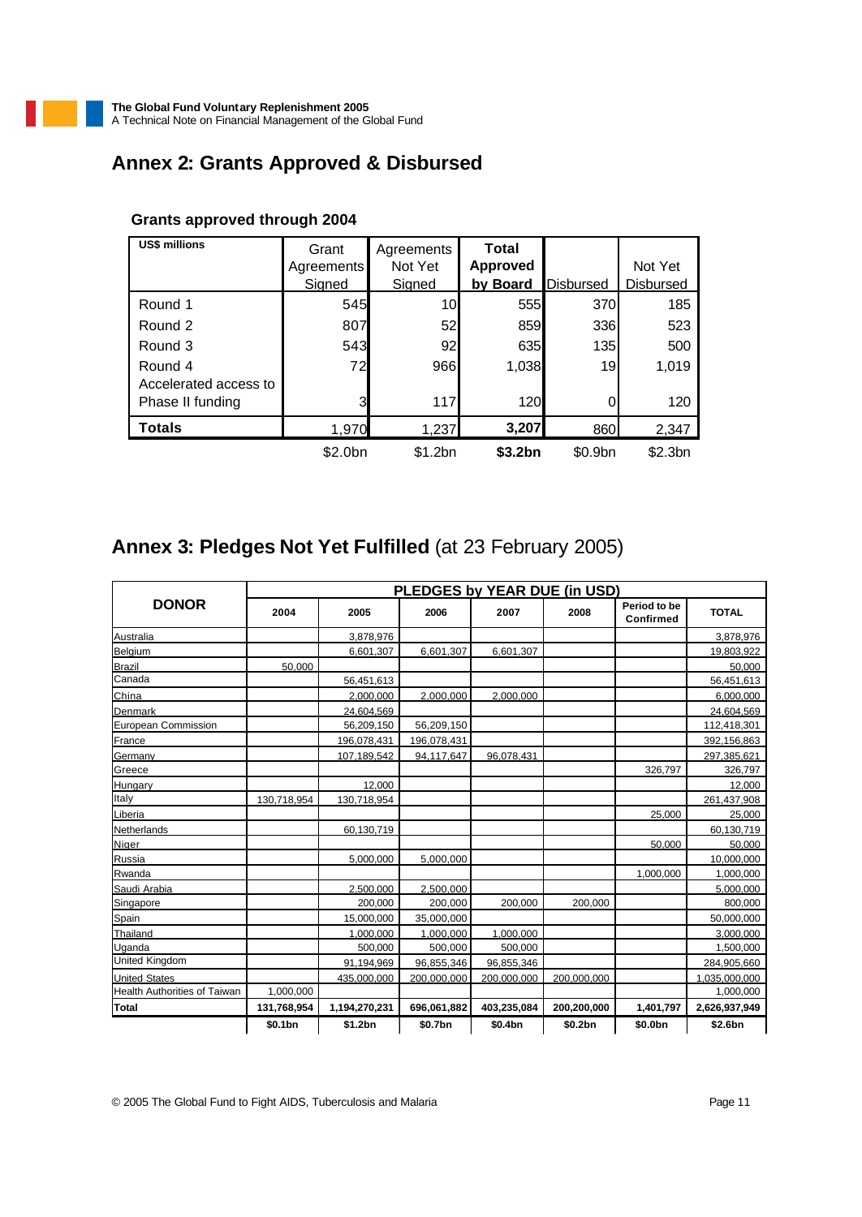## Annex 2: Grants Approved & Disbursed

### Grants approved through 2004

| US$ millions | Grant Agreements Signed | Agreements Not Yet Signed | **Total Approved by Board** | Disbursed | Not Yet Disbursed |
|---|---|---|---|---|---|
| Round 1 | 545 | 10 | 555 | 370 | 185 |
| Round 2 | 807 | 52 | 859 | 336 | 523 |
| Round 3 | 543 | 92 | 635 | 135 | 500 |
| Round 4 | 72 | 966 | 1,038 | 19 | 1,019 |
| Accelerated access to Phase II funding | 3 | 117 | 120 | 0 | 120 |
| **Totals** | 1,970 | 1,237 | **3,207** | 860 | 2,347 |
| | $2.0bn | $1.2bn | **$3.2bn** | $0.9bn | $2.3bn |

## Annex 3: Pledges Not Yet Fulfilled (at 23 February 2005)

| DONOR | PLEDGES by YEAR DUE (in USD) | | | | | | |
|---|---|---|---|---|---|---|---|
| | 2004 | 2005 | 2006 | 2007 | 2008 | Period to be Confirmed | TOTAL |
| Australia | | 3,878,976 | | | | | 3,878,976 |
| Belgium | | 6,601,307 | 6,601,307 | 6,601,307 | | | 19,803,922 |
| Brazil | 50,000 | | | | | | 50,000 |
| Canada | | 56,451,613 | | | | | 56,451,613 |
| China | | 2,000,000 | 2,000,000 | 2,000,000 | | | 6,000,000 |
| Denmark | | 24,604,569 | | | | | 24,604,569 |
| European Commission | | 56,209,150 | 56,209,150 | | | | 112,418,301 |
| France | | 196,078,431 | 196,078,431 | | | | 392,156,863 |
| Germany | | 107,189,542 | 94,117,647 | 96,078,431 | | | 297,385,621 |
| Greece | | | | | | 326,797 | 326,797 |
| Hungary | | 12,000 | | | | | 12,000 |
| Italy | 130,718,954 | 130,718,954 | | | | | 261,437,908 |
| Liberia | | | | | | 25,000 | 25,000 |
| Netherlands | | 60,130,719 | | | | | 60,130,719 |
| Niger | | | | | | 50,000 | 50,000 |
| Russia | | 5,000,000 | 5,000,000 | | | | 10,000,000 |
| Rwanda | | | | | | 1,000,000 | 1,000,000 |
| Saudi Arabia | | 2,500,000 | 2,500,000 | | | | 5,000,000 |
| Singapore | | 200,000 | 200,000 | 200,000 | 200,000 | | 800,000 |
| Spain | | 15,000,000 | 35,000,000 | | | | 50,000,000 |
| Thailand | | 1,000,000 | 1,000,000 | 1,000,000 | | | 3,000,000 |
| Uganda | | 500,000 | 500,000 | 500,000 | | | 1,500,000 |
| United Kingdom | | 91,194,969 | 96,855,346 | 96,855,346 | | | 284,905,660 |
| United States | | 435,000,000 | 200,000,000 | 200,000,000 | 200,000,000 | | 1,035,000,000 |
| Health Authorities of Taiwan | 1,000,000 | | | | | | 1,000,000 |
| **Total** | **131,768,954** | **1,194,270,231** | **696,061,882** | **403,235,084** | **200,200,000** | **1,401,797** | **2,626,937,949** |
| | **$0.1bn** | **$1.2bn** | **$0.7bn** | **$0.4bn** | **$0.2bn** | **$0.0bn** | **$2.6bn** |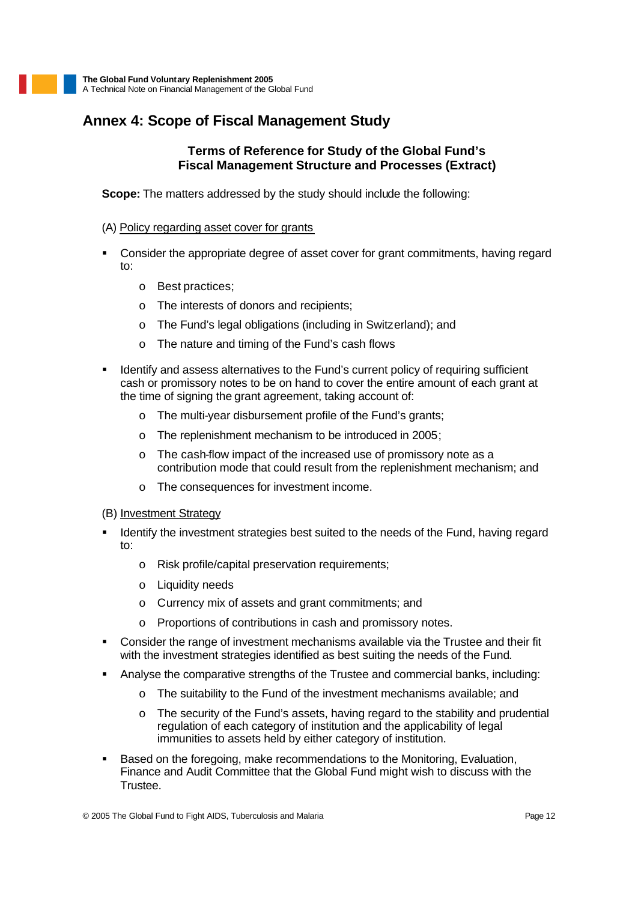## Annex 4: Scope of Fiscal Management Study

### Terms of Reference for Study of the Global Fund's Fiscal Management Structure and Processes (Extract)

**Scope:** The matters addressed by the study should include the following:

(A) Policy regarding asset cover for grants

- Consider the appropriate degree of asset cover for grant commitments, having regard to:
  - Best practices;
  - The interests of donors and recipients;
  - The Fund's legal obligations (including in Switzerland); and
  - The nature and timing of the Fund's cash flows
- Identify and assess alternatives to the Fund's current policy of requiring sufficient cash or promissory notes to be on hand to cover the entire amount of each grant at the time of signing the grant agreement, taking account of:
  - The multi-year disbursement profile of the Fund's grants;
  - The replenishment mechanism to be introduced in 2005;
  - The cash-flow impact of the increased use of promissory note as a contribution mode that could result from the replenishment mechanism; and
  - The consequences for investment income.

(B) Investment Strategy

- Identify the investment strategies best suited to the needs of the Fund, having regard to:
  - Risk profile/capital preservation requirements;
  - Liquidity needs
  - Currency mix of assets and grant commitments; and
  - Proportions of contributions in cash and promissory notes.
- Consider the range of investment mechanisms available via the Trustee and their fit with the investment strategies identified as best suiting the needs of the Fund.
- Analyse the comparative strengths of the Trustee and commercial banks, including:
  - The suitability to the Fund of the investment mechanisms available; and
  - The security of the Fund's assets, having regard to the stability and prudential regulation of each category of institution and the applicability of legal immunities to assets held by either category of institution.
- Based on the foregoing, make recommendations to the Monitoring, Evaluation, Finance and Audit Committee that the Global Fund might wish to discuss with the Trustee.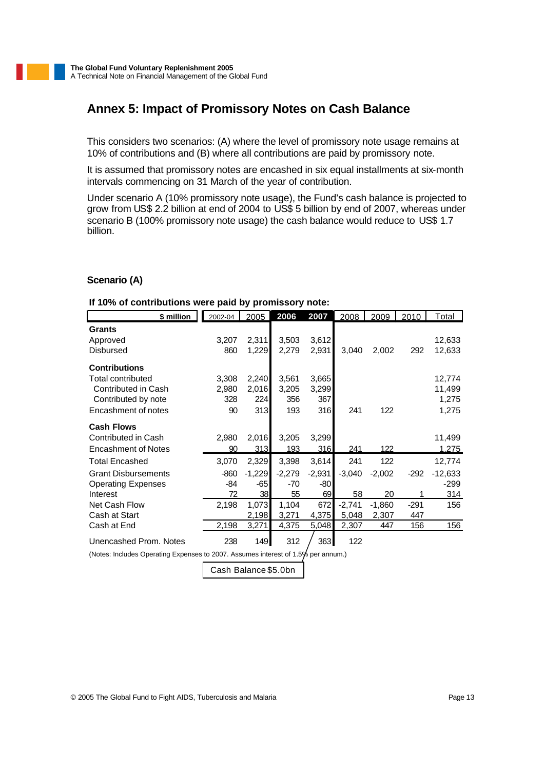## Annex 5: Impact of Promissory Notes on Cash Balance

This considers two scenarios: (A) where the level of promissory note usage remains at 10% of contributions and (B) where all contributions are paid by promissory note.

It is assumed that promissory notes are encashed in six equal installments at six-month intervals commencing on 31 March of the year of contribution.

Under scenario A (10% promissory note usage), the Fund's cash balance is projected to grow from US$ 2.2 billion at end of 2004 to US$ 5 billion by end of 2007, whereas under scenario B (100% promissory note usage) the cash balance would reduce to US$ 1.7 billion.

### Scenario (A)

**If 10% of contributions were paid by promissory note:**

| $ million | 2002-04 | 2005 | 2006 | 2007 | 2008 | 2009 | 2010 | Total |
|---|---|---|---|---|---|---|---|---|
| **Grants** | | | | | | | | |
| Approved | 3,207 | 2,311 | 3,503 | 3,612 | | | | 12,633 |
| Disbursed | 860 | 1,229 | 2,279 | 2,931 | 3,040 | 2,002 | 292 | 12,633 |
| **Contributions** | | | | | | | | |
| Total contributed | 3,308 | 2,240 | 3,561 | 3,665 | | | | 12,774 |
| Contributed in Cash | 2,980 | 2,016 | 3,205 | 3,299 | | | | 11,499 |
| Contributed by note | 328 | 224 | 356 | 367 | | | | 1,275 |
| Encashment of notes | 90 | 313 | 193 | 316 | 241 | 122 | | 1,275 |
| **Cash Flows** | | | | | | | | |
| Contributed in Cash | 2,980 | 2,016 | 3,205 | 3,299 | | | | 11,499 |
| Encashment of Notes | 90 | 313 | 193 | 316 | 241 | 122 | | 1,275 |
| Total Encashed | 3,070 | 2,329 | 3,398 | 3,614 | 241 | 122 | | 12,774 |
| Grant Disbursements | -860 | -1,229 | -2,279 | -2,931 | -3,040 | -2,002 | -292 | -12,633 |
| Operating Expenses | -84 | -65 | -70 | -80 | | | | -299 |
| Interest | 72 | 38 | 55 | 69 | 58 | 20 | 1 | 314 |
| Net Cash Flow | 2,198 | 1,073 | 1,104 | 672 | -2,741 | -1,860 | -291 | 156 |
| Cash at Start | | 2,198 | 3,271 | 4,375 | 5,048 | 2,307 | 447 | |
| Cash at End | 2,198 | 3,271 | 4,375 | 5,048 | 2,307 | 447 | 156 | 156 |
| Unencashed Prom. Notes | 238 | 149 | 312 | 363 | 122 | | | |

(Notes: Includes Operating Expenses to 2007. Assumes interest of 1.5% per annum.)

Cash Balance $5.0bn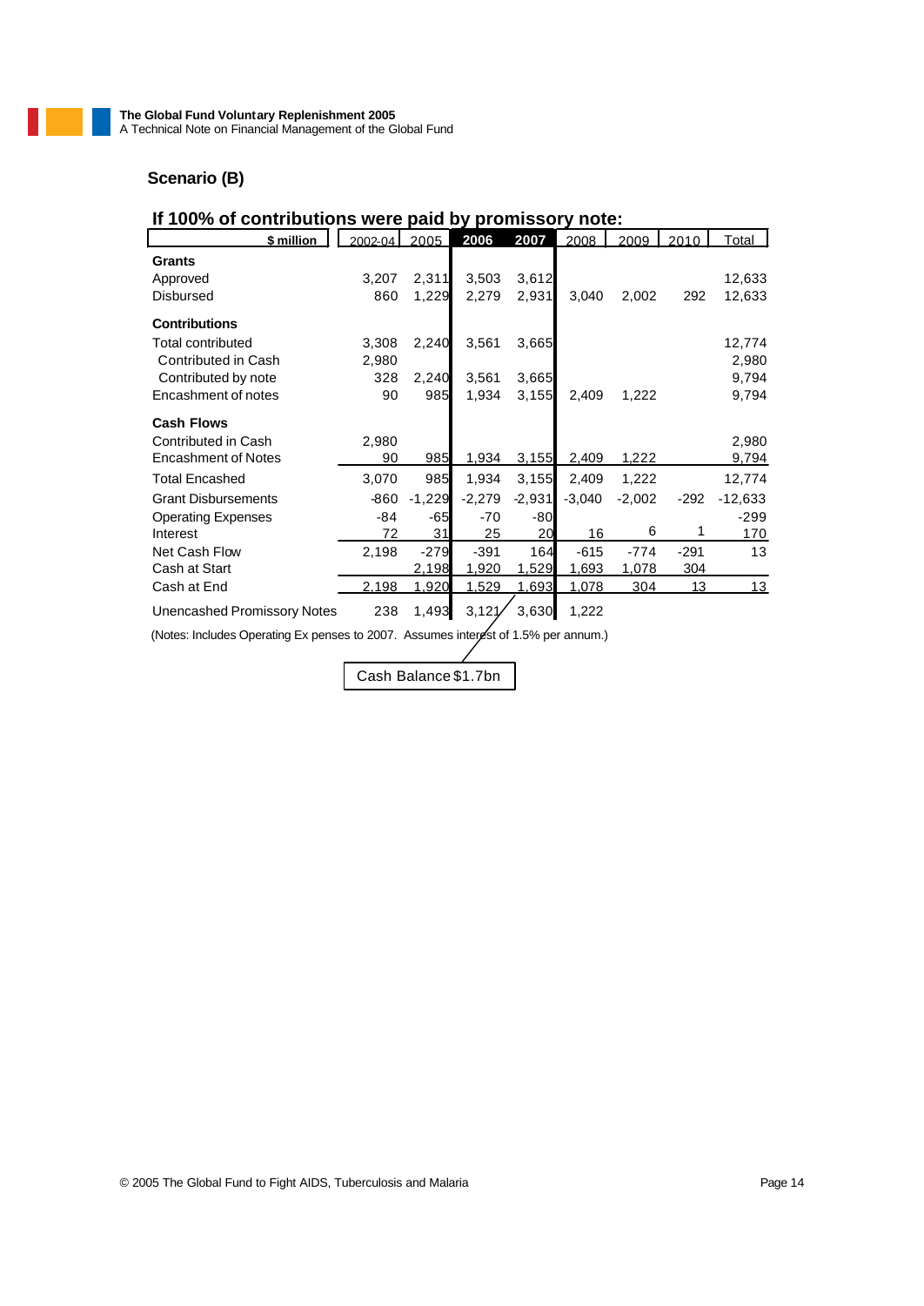## Scenario (B)

### If 100% of contributions were paid by promissory note:

| $ million | 2002-04 | 2005 | 2006 | 2007 | 2008 | 2009 | 2010 | Total |
|---|---|---|---|---|---|---|---|---|
| **Grants** | | | | | | | | |
| Approved | 3,207 | 2,311 | 3,503 | 3,612 | | | | 12,633 |
| Disbursed | 860 | 1,229 | 2,279 | 2,931 | 3,040 | 2,002 | 292 | 12,633 |
| **Contributions** | | | | | | | | |
| Total contributed | 3,308 | 2,240 | 3,561 | 3,665 | | | | 12,774 |
| Contributed in Cash | 2,980 | | | | | | | 2,980 |
| Contributed by note | 328 | 2,240 | 3,561 | 3,665 | | | | 9,794 |
| Encashment of notes | 90 | 985 | 1,934 | 3,155 | 2,409 | 1,222 | | 9,794 |
| **Cash Flows** | | | | | | | | |
| Contributed in Cash | 2,980 | | | | | | | 2,980 |
| Encashment of Notes | 90 | 985 | 1,934 | 3,155 | 2,409 | 1,222 | | 9,794 |
| Total Encashed | 3,070 | 985 | 1,934 | 3,155 | 2,409 | 1,222 | | 12,774 |
| Grant Disbursements | -860 | -1,229 | -2,279 | -2,931 | -3,040 | -2,002 | -292 | -12,633 |
| Operating Expenses | -84 | -65 | -70 | -80 | | | | -299 |
| Interest | 72 | 31 | 25 | 20 | 16 | 6 | 1 | 170 |
| Net Cash Flow | 2,198 | -279 | -391 | 164 | -615 | -774 | -291 | 13 |
| Cash at Start | | 2,198 | 1,920 | 1,529 | 1,693 | 1,078 | 304 | |
| Cash at End | 2,198 | 1,920 | 1,529 | 1,693 | 1,078 | 304 | 13 | 13 |
| Unencashed Promissory Notes | 238 | 1,493 | 3,121 | 3,630 | 1,222 | | | |

(Notes: Includes Operating Ex penses to 2007. Assumes interest of 1.5% per annum.)

Cash Balance $1.7bn